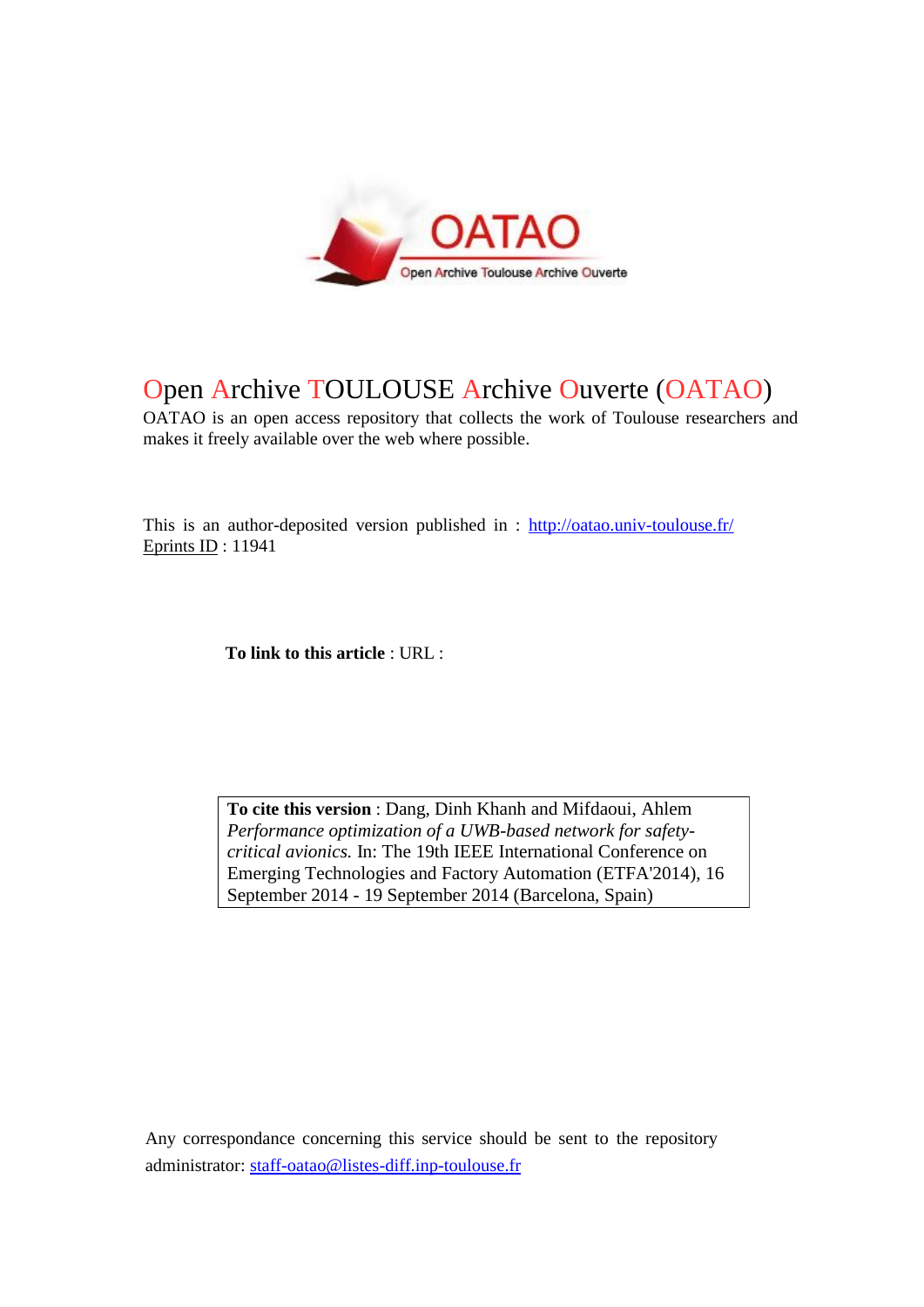# Open Archive TOULOUSE Archive Ouverte (OATAO)

OATAO is an open access repository that collects the work of Toulouse researchers and makes it freely available over the web where possible.

This is an author-deposited version published in : http://oatao.univ-toulouse.fr/
Eprints ID : 11941

**To link to this article** : URL :

**To cite this version** : Dang, Dinh Khanh and Mifdaoui, Ahlem *Performance optimization of a UWB-based network for safety-critical avionics.* In: The 19th IEEE International Conference on Emerging Technologies and Factory Automation (ETFA'2014), 16 September 2014 - 19 September 2014 (Barcelona, Spain)

Any correspondance concerning this service should be sent to the repository administrator: staff-oatao@listes-diff.inp-toulouse.fr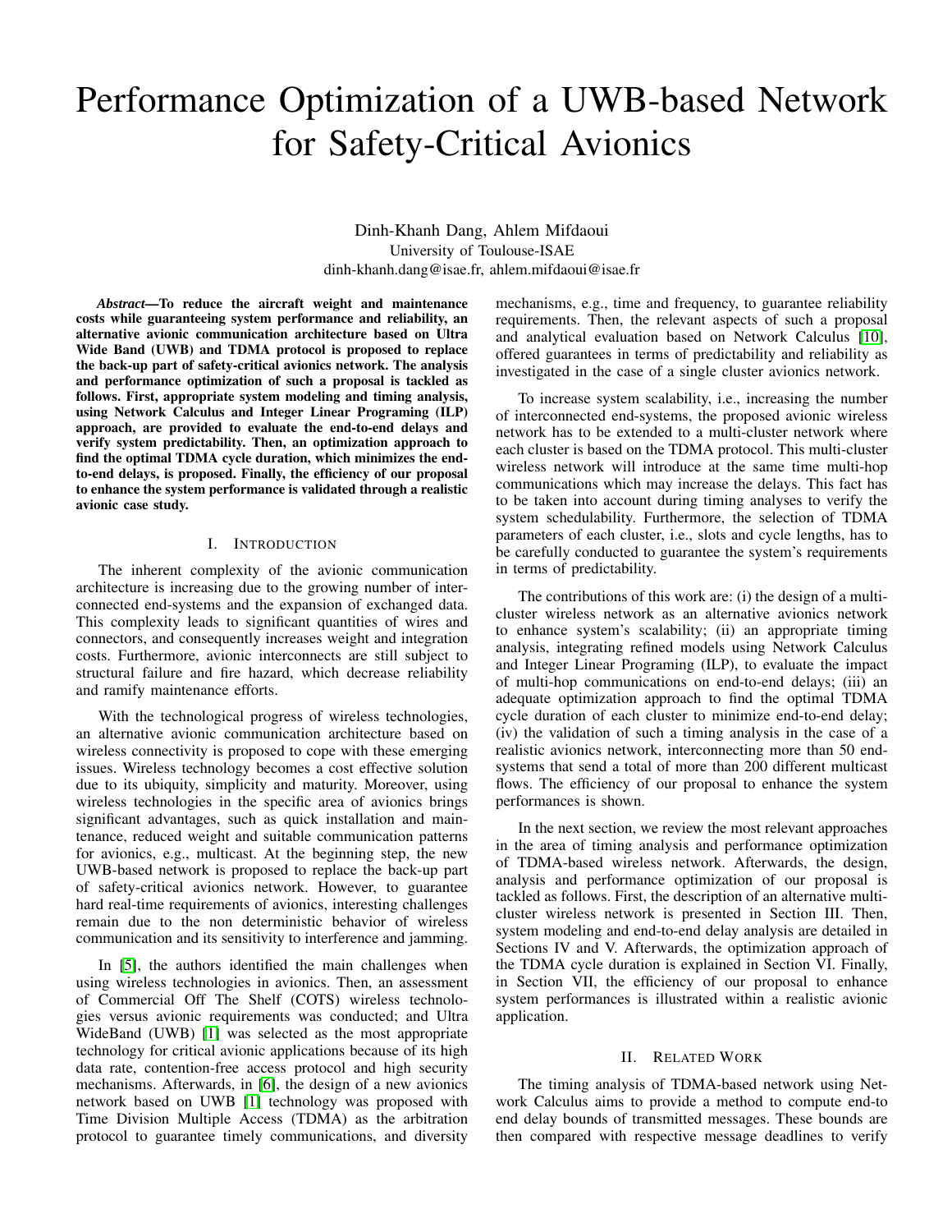# Performance Optimization of a UWB-based Network for Safety-Critical Avionics

Dinh-Khanh Dang, Ahlem Mifdaoui
University of Toulouse-ISAE
dinh-khanh.dang@isae.fr, ahlem.mifdaoui@isae.fr

***Abstract*—To reduce the aircraft weight and maintenance costs while guaranteeing system performance and reliability, an alternative avionic communication architecture based on Ultra Wide Band (UWB) and TDMA protocol is proposed to replace the back-up part of safety-critical avionics network. The analysis and performance optimization of such a proposal is tackled as follows. First, appropriate system modeling and timing analysis, using Network Calculus and Integer Linear Programing (ILP) approach, are provided to evaluate the end-to-end delays and verify system predictability. Then, an optimization approach to find the optimal TDMA cycle duration, which minimizes the end-to-end delays, is proposed. Finally, the efficiency of our proposal to enhance the system performance is validated through a realistic avionic case study.**

## I. INTRODUCTION

The inherent complexity of the avionic communication architecture is increasing due to the growing number of interconnected end-systems and the expansion of exchanged data. This complexity leads to significant quantities of wires and connectors, and consequently increases weight and integration costs. Furthermore, avionic interconnects are still subject to structural failure and fire hazard, which decrease reliability and ramify maintenance efforts.

With the technological progress of wireless technologies, an alternative avionic communication architecture based on wireless connectivity is proposed to cope with these emerging issues. Wireless technology becomes a cost effective solution due to its ubiquity, simplicity and maturity. Moreover, using wireless technologies in the specific area of avionics brings significant advantages, such as quick installation and maintenance, reduced weight and suitable communication patterns for avionics, e.g., multicast. At the beginning step, the new UWB-based network is proposed to replace the back-up part of safety-critical avionics network. However, to guarantee hard real-time requirements of avionics, interesting challenges remain due to the non deterministic behavior of wireless communication and its sensitivity to interference and jamming.

In [5], the authors identified the main challenges when using wireless technologies in avionics. Then, an assessment of Commercial Off The Shelf (COTS) wireless technologies versus avionic requirements was conducted; and Ultra WideBand (UWB) [1] was selected as the most appropriate technology for critical avionic applications because of its high data rate, contention-free access protocol and high security mechanisms. Afterwards, in [6], the design of a new avionics network based on UWB [1] technology was proposed with Time Division Multiple Access (TDMA) as the arbitration protocol to guarantee timely communications, and diversity mechanisms, e.g., time and frequency, to guarantee reliability requirements. Then, the relevant aspects of such a proposal and analytical evaluation based on Network Calculus [10], offered guarantees in terms of predictability and reliability as investigated in the case of a single cluster avionics network.

To increase system scalability, i.e., increasing the number of interconnected end-systems, the proposed avionic wireless network has to be extended to a multi-cluster network where each cluster is based on the TDMA protocol. This multi-cluster wireless network will introduce at the same time multi-hop communications which may increase the delays. This fact has to be taken into account during timing analyses to verify the system schedulability. Furthermore, the selection of TDMA parameters of each cluster, i.e., slots and cycle lengths, has to be carefully conducted to guarantee the system's requirements in terms of predictability.

The contributions of this work are: (i) the design of a multi-cluster wireless network as an alternative avionics network to enhance system's scalability; (ii) an appropriate timing analysis, integrating refined models using Network Calculus and Integer Linear Programing (ILP), to evaluate the impact of multi-hop communications on end-to-end delays; (iii) an adequate optimization approach to find the optimal TDMA cycle duration of each cluster to minimize end-to-end delay; (iv) the validation of such a timing analysis in the case of a realistic avionics network, interconnecting more than 50 end-systems that send a total of more than 200 different multicast flows. The efficiency of our proposal to enhance the system performances is shown.

In the next section, we review the most relevant approaches in the area of timing analysis and performance optimization of TDMA-based wireless network. Afterwards, the design, analysis and performance optimization of our proposal is tackled as follows. First, the description of an alternative multi-cluster wireless network is presented in Section III. Then, system modeling and end-to-end delay analysis are detailed in Sections IV and V. Afterwards, the optimization approach of the TDMA cycle duration is explained in Section VI. Finally, in Section VII, the efficiency of our proposal to enhance system performances is illustrated within a realistic avionic application.

## II. RELATED WORK

The timing analysis of TDMA-based network using Network Calculus aims to provide a method to compute end-to end delay bounds of transmitted messages. These bounds are then compared with respective message deadlines to verify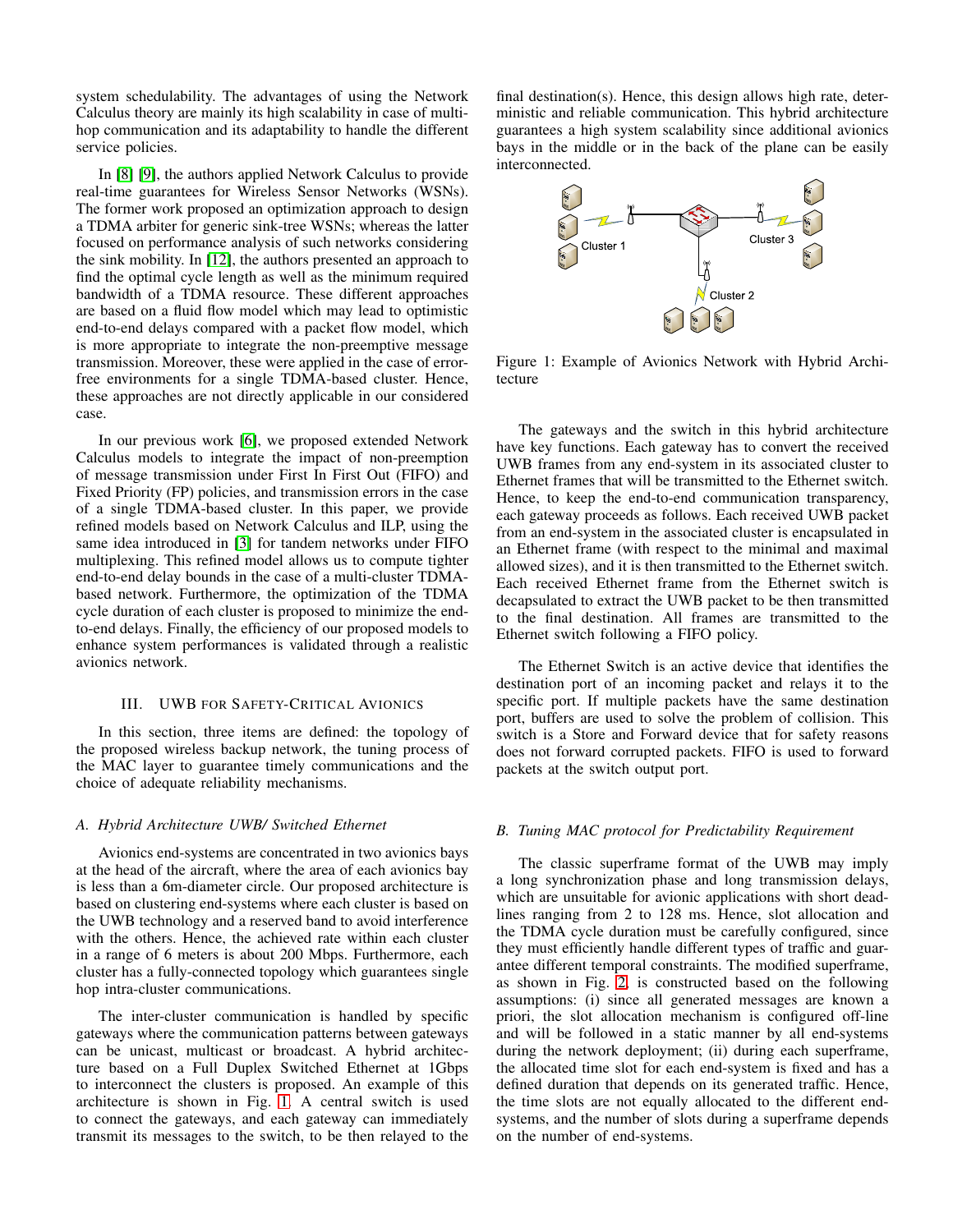system schedulability. The advantages of using the Network Calculus theory are mainly its high scalability in case of multi-hop communication and its adaptability to handle the different service policies.

In [8] [9], the authors applied Network Calculus to provide real-time guarantees for Wireless Sensor Networks (WSNs). The former work proposed an optimization approach to design a TDMA arbiter for generic sink-tree WSNs; whereas the latter focused on performance analysis of such networks considering the sink mobility. In [12], the authors presented an approach to find the optimal cycle length as well as the minimum required bandwidth of a TDMA resource. These different approaches are based on a fluid flow model which may lead to optimistic end-to-end delays compared with a packet flow model, which is more appropriate to integrate the non-preemptive message transmission. Moreover, these were applied in the case of error-free environments for a single TDMA-based cluster. Hence, these approaches are not directly applicable in our considered case.

In our previous work [6], we proposed extended Network Calculus models to integrate the impact of non-preemption of message transmission under First In First Out (FIFO) and Fixed Priority (FP) policies, and transmission errors in the case of a single TDMA-based cluster. In this paper, we provide refined models based on Network Calculus and ILP, using the same idea introduced in [3] for tandem networks under FIFO multiplexing. This refined model allows us to compute tighter end-to-end delay bounds in the case of a multi-cluster TDMA-based network. Furthermore, the optimization of the TDMA cycle duration of each cluster is proposed to minimize the end-to-end delays. Finally, the efficiency of our proposed models to enhance system performances is validated through a realistic avionics network.

## III. UWB for Safety-Critical Avionics

In this section, three items are defined: the topology of the proposed wireless backup network, the tuning process of the MAC layer to guarantee timely communications and the choice of adequate reliability mechanisms.

### A. Hybrid Architecture UWB/ Switched Ethernet

Avionics end-systems are concentrated in two avionics bays at the head of the aircraft, where the area of each avionics bay is less than a 6m-diameter circle. Our proposed architecture is based on clustering end-systems where each cluster is based on the UWB technology and a reserved band to avoid interference with the others. Hence, the achieved rate within each cluster in a range of 6 meters is about 200 Mbps. Furthermore, each cluster has a fully-connected topology which guarantees single hop intra-cluster communications.

The inter-cluster communication is handled by specific gateways where the communication patterns between gateways can be unicast, multicast or broadcast. A hybrid architecture based on a Full Duplex Switched Ethernet at 1Gbps to interconnect the clusters is proposed. An example of this architecture is shown in Fig. 1. A central switch is used to connect the gateways, and each gateway can immediately transmit its messages to the switch, to be then relayed to the final destination(s). Hence, this design allows high rate, deterministic and reliable communication. This hybrid architecture guarantees a high system scalability since additional avionics bays in the middle or in the back of the plane can be easily interconnected.

Cluster 1

Cluster 3

Cluster 2

Figure 1: Example of Avionics Network with Hybrid Architecture

The gateways and the switch in this hybrid architecture have key functions. Each gateway has to convert the received UWB frames from any end-system in its associated cluster to Ethernet frames that will be transmitted to the Ethernet switch. Hence, to keep the end-to-end communication transparency, each gateway proceeds as follows. Each received UWB packet from an end-system in the associated cluster is encapsulated in an Ethernet frame (with respect to the minimal and maximal allowed sizes), and it is then transmitted to the Ethernet switch. Each received Ethernet frame from the Ethernet switch is decapsulated to extract the UWB packet to be then transmitted to the final destination. All frames are transmitted to the Ethernet switch following a FIFO policy.

The Ethernet Switch is an active device that identifies the destination port of an incoming packet and relays it to the specific port. If multiple packets have the same destination port, buffers are used to solve the problem of collision. This switch is a Store and Forward device that for safety reasons does not forward corrupted packets. FIFO is used to forward packets at the switch output port.

### B. Tuning MAC protocol for Predictability Requirement

The classic superframe format of the UWB may imply a long synchronization phase and long transmission delays, which are unsuitable for avionic applications with short deadlines ranging from 2 to 128 ms. Hence, slot allocation and the TDMA cycle duration must be carefully configured, since they must efficiently handle different types of traffic and guarantee different temporal constraints. The modified superframe, as shown in Fig. 2, is constructed based on the following assumptions: (i) since all generated messages are known a priori, the slot allocation mechanism is configured off-line and will be followed in a static manner by all end-systems during the network deployment; (ii) during each superframe, the allocated time slot for each end-system is fixed and has a defined duration that depends on its generated traffic. Hence, the time slots are not equally allocated to the different end-systems, and the number of slots during a superframe depends on the number of end-systems.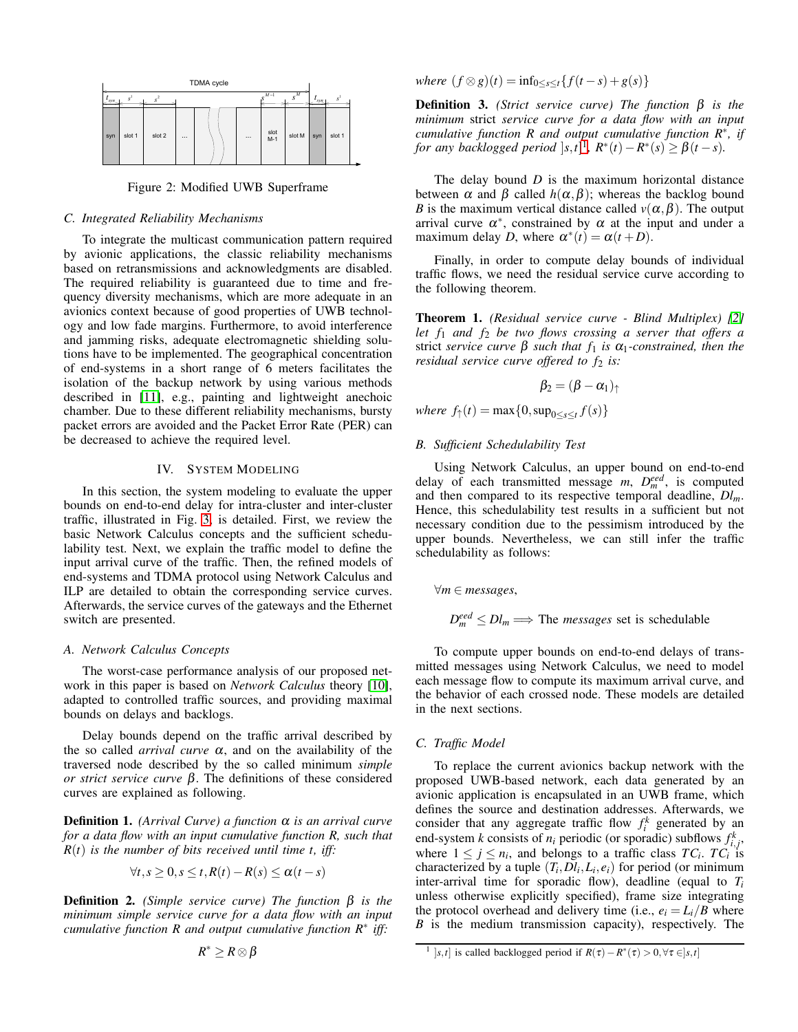Figure 2: Modified UWB Superframe

### C. Integrated Reliability Mechanisms

To integrate the multicast communication pattern required by avionic applications, the classic reliability mechanisms based on retransmissions and acknowledgments are disabled. The required reliability is guaranteed due to time and frequency diversity mechanisms, which are more adequate in an avionics context because of good properties of UWB technology and low fade margins. Furthermore, to avoid interference and jamming risks, adequate electromagnetic shielding solutions have to be implemented. The geographical concentration of end-systems in a short range of 6 meters facilitates the isolation of the backup network by using various methods described in [11], e.g., painting and lightweight anechoic chamber. Due to these different reliability mechanisms, bursty packet errors are avoided and the Packet Error Rate (PER) can be decreased to achieve the required level.

## IV. System Modeling

In this section, the system modeling to evaluate the upper bounds on end-to-end delay for intra-cluster and inter-cluster traffic, illustrated in Fig. 3, is detailed. First, we review the basic Network Calculus concepts and the sufficient schedulability test. Next, we explain the traffic model to define the input arrival curve of the traffic. Then, the refined models of end-systems and TDMA protocol using Network Calculus and ILP are detailed to obtain the corresponding service curves. Afterwards, the service curves of the gateways and the Ethernet switch are presented.

### A. Network Calculus Concepts

The worst-case performance analysis of our proposed network in this paper is based on *Network Calculus* theory [10], adapted to controlled traffic sources, and providing maximal bounds on delays and backlogs.

Delay bounds depend on the traffic arrival described by the so called *arrival curve* $\alpha$, and on the availability of the traversed node described by the so called minimum *simple or strict service curve* $\beta$. The definitions of these considered curves are explained as following.

**Definition 1.** *(Arrival Curve) a function $\alpha$ is an arrival curve for a data flow with an input cumulative function R, such that $R(t)$ is the number of bits received until time t, iff:*

$$\forall t, s \geq 0, s \leq t, R(t) - R(s) \leq \alpha(t-s)$$

**Definition 2.** *(Simple service curve) The function $\beta$ is the minimum simple service curve for a data flow with an input cumulative function R and output cumulative function $R^*$ iff:*

$$R^* \geq R \otimes \beta$$

*where* $(f \otimes g)(t) = \inf_{0 \leq s \leq t}\{f(t-s) + g(s)\}$

**Definition 3.** *(Strict service curve) The function $\beta$ is the minimum* strict *service curve for a data flow with an input cumulative function R and output cumulative function $R^*$, if for any backlogged period $]s,t]$[1], $R^*(t) - R^*(s) \geq \beta(t-s)$.*

The delay bound $D$ is the maximum horizontal distance between $\alpha$ and $\beta$ called $h(\alpha, \beta)$; whereas the backlog bound $B$ is the maximum vertical distance called $v(\alpha, \beta)$. The output arrival curve $\alpha^*$, constrained by $\alpha$ at the input and under a maximum delay $D$, where $\alpha^*(t) = \alpha(t+D)$.

Finally, in order to compute delay bounds of individual traffic flows, we need the residual service curve according to the following theorem.

**Theorem 1.** *(Residual service curve - Blind Multiplex) [2] let $f_1$ and $f_2$ be two flows crossing a server that offers a* strict *service curve $\beta$ such that $f_1$ is $\alpha_1$-constrained, then the residual service curve offered to $f_2$ is:*

$$\beta_2 = (\beta - \alpha_1)_\uparrow$$

*where* $f_\uparrow(t) = \max\{0, \sup_{0 \leq s \leq t} f(s)\}$

### B. Sufficient Schedulability Test

Using Network Calculus, an upper bound on end-to-end delay of each transmitted message $m$, $D^{eed}_m$, is computed and then compared to its respective temporal deadline, $Dl_m$. Hence, this schedulability test results in a sufficient but not necessary condition due to the pessimism introduced by the upper bounds. Nevertheless, we can still infer the traffic schedulability as follows:

$\forall m \in$ *messages*,

$$D^{eed}_m \leq Dl_m \Longrightarrow \text{The } \textit{messages} \text{ set is schedulable}$$

To compute upper bounds on end-to-end delays of transmitted messages using Network Calculus, we need to model each message flow to compute its maximum arrival curve, and the behavior of each crossed node. These models are detailed in the next sections.

### C. Traffic Model

To replace the current avionics backup network with the proposed UWB-based network, each data generated by an avionic application is encapsulated in an UWB frame, which defines the source and destination addresses. Afterwards, we consider that any aggregate traffic flow $f^k_i$ generated by an end-system $k$ consists of $n_i$ periodic (or sporadic) subflows $f^k_{i,j}$, where $1 \leq j \leq n_i$, and belongs to a traffic class $TC_i$. $TC_i$ is characterized by a tuple $(T_i, Dl_i, L_i, e_i)$ for period (or minimum inter-arrival time for sporadic flow), deadline (equal to $T_i$ unless otherwise explicitly specified), frame size integrating the protocol overhead and delivery time (i.e., $e_i = L_i/B$ where $B$ is the medium transmission capacity), respectively. The

[1] $]s,t]$ is called backlogged period if $R(\tau) - R^*(\tau) > 0, \forall \tau \in ]s,t]$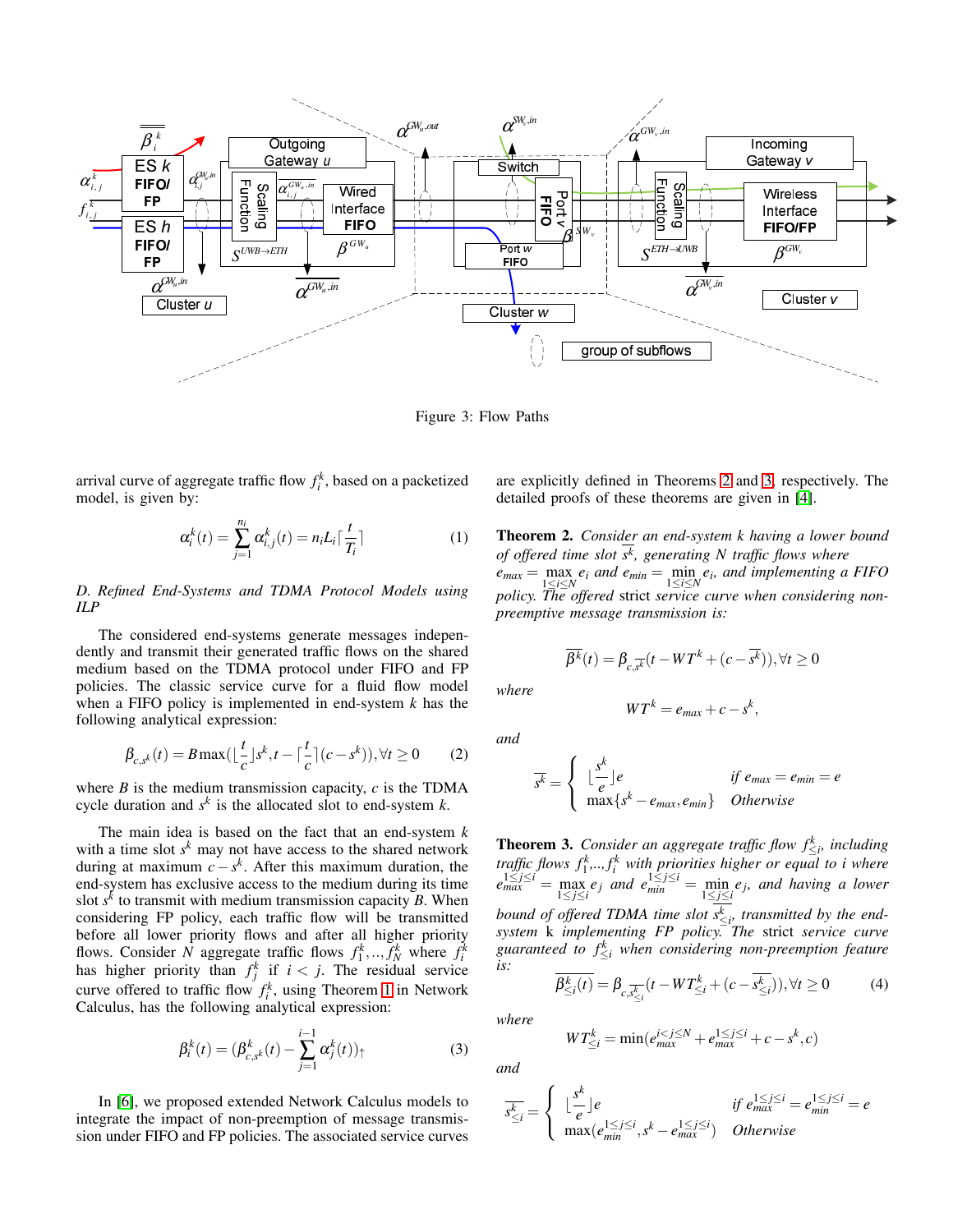Figure 3: Flow Paths

arrival curve of aggregate traffic flow $f_i^k$, based on a packetized model, is given by:

$$\alpha_i^k(t) = \sum_{j=1}^{n_i} \alpha_{i,j}^k(t) = n_i L_i \lceil \frac{t}{T_i} \rceil \quad (1)$$

*D. Refined End-Systems and TDMA Protocol Models using ILP*

The considered end-systems generate messages independently and transmit their generated traffic flows on the shared medium based on the TDMA protocol under FIFO and FP policies. The classic service curve for a fluid flow model when a FIFO policy is implemented in end-system $k$ has the following analytical expression:

$$\beta_{c,s^k}(t) = B \max(\lfloor \frac{t}{c} \rfloor s^k, t - \lceil \frac{t}{c} \rceil (c - s^k)), \forall t \geq 0 \quad (2)$$

where $B$ is the medium transmission capacity, $c$ is the TDMA cycle duration and $s^k$ is the allocated slot to end-system $k$.

The main idea is based on the fact that an end-system $k$ with a time slot $s^k$ may not have access to the shared network during at maximum $c - s^k$. After this maximum duration, the end-system has exclusive access to the medium during its time slot $s^k$ to transmit with medium transmission capacity $B$. When considering FP policy, each traffic flow will be transmitted before all lower priority flows and after all higher priority flows. Consider $N$ aggregate traffic flows $f_1^k, ..., f_N^k$ where $f_i^k$ has higher priority than $f_j^k$ if $i < j$. The residual service curve offered to traffic flow $f_i^k$, using Theorem 1 in Network Calculus, has the following analytical expression:

$$\beta_i^k(t) = (\beta_{c,s^k}^k(t) - \sum_{j=1}^{i-1} \alpha_j^k(t))_{\uparrow} \quad (3)$$

In [6], we proposed extended Network Calculus models to integrate the impact of non-preemption of message transmission under FIFO and FP policies. The associated service curves are explicitly defined in Theorems 2 and 3, respectively. The detailed proofs of these theorems are given in [4].

**Theorem 2.** *Consider an end-system k having a lower bound of offered time slot $\overline{s^k}$, generating N traffic flows where $e_{max} = \max_{1 \leq i \leq N} e_i$ and $e_{min} = \min_{1 \leq i \leq N} e_i$, and implementing a FIFO policy. The offered strict service curve when considering non-preemptive message transmission is:*

$$\overline{\beta^k}(t) = \beta_{c,\overline{s^k}}(t - WT^k + (c - \overline{s^k})), \forall t \geq 0$$

*where*

$$WT^k = e_{max} + c - s^k,$$

*and*

$$\overline{s^k} = \begin{cases} \lfloor \frac{s^k}{e} \rfloor e & \text{if } e_{max} = e_{min} = e \\ \max\{s^k - e_{max}, e_{min}\} & \text{Otherwise} \end{cases}$$

**Theorem 3.** *Consider an aggregate traffic flow $f_{\leq i}^k$, including traffic flows $f_1^k, ..., f_i^k$ with priorities higher or equal to i where $e_{max}^{1 \leq j \leq i} = \max_{1 \leq j \leq i} e_j$ and $e_{min}^{1 \leq j \leq i} = \min_{1 \leq j \leq i} e_j$, and having a lower bound of offered TDMA time slot $\overline{s_{\leq i}^k}$, transmitted by the end-system k implementing FP policy. The strict service curve guaranteed to $f_{\leq i}^k$ when considering non-preemption feature is:*

$$\overline{\beta_{\leq i}^k}(t) = \beta_{c,\overline{s_{\leq i}^k}}(t - WT_{\leq i}^k + (c - \overline{s_{\leq i}^k})), \forall t \geq 0 \quad (4)$$

*where*

$$WT_{\leq i}^k = \min(e_{max}^{i < j \leq N} + e_{max}^{1 \leq j \leq i} + c - s^k, c)$$

*and*

$$\overline{s_{\leq i}^k} = \begin{cases} \lfloor \frac{s^k}{e} \rfloor e & \text{if } e_{max}^{1 \leq j \leq i} = e_{min}^{1 \leq j \leq i} = e \\ \max(e_{min}^{1 \leq j \leq i}, s^k - e_{max}^{1 \leq j \leq i}) & \text{Otherwise} \end{cases}$$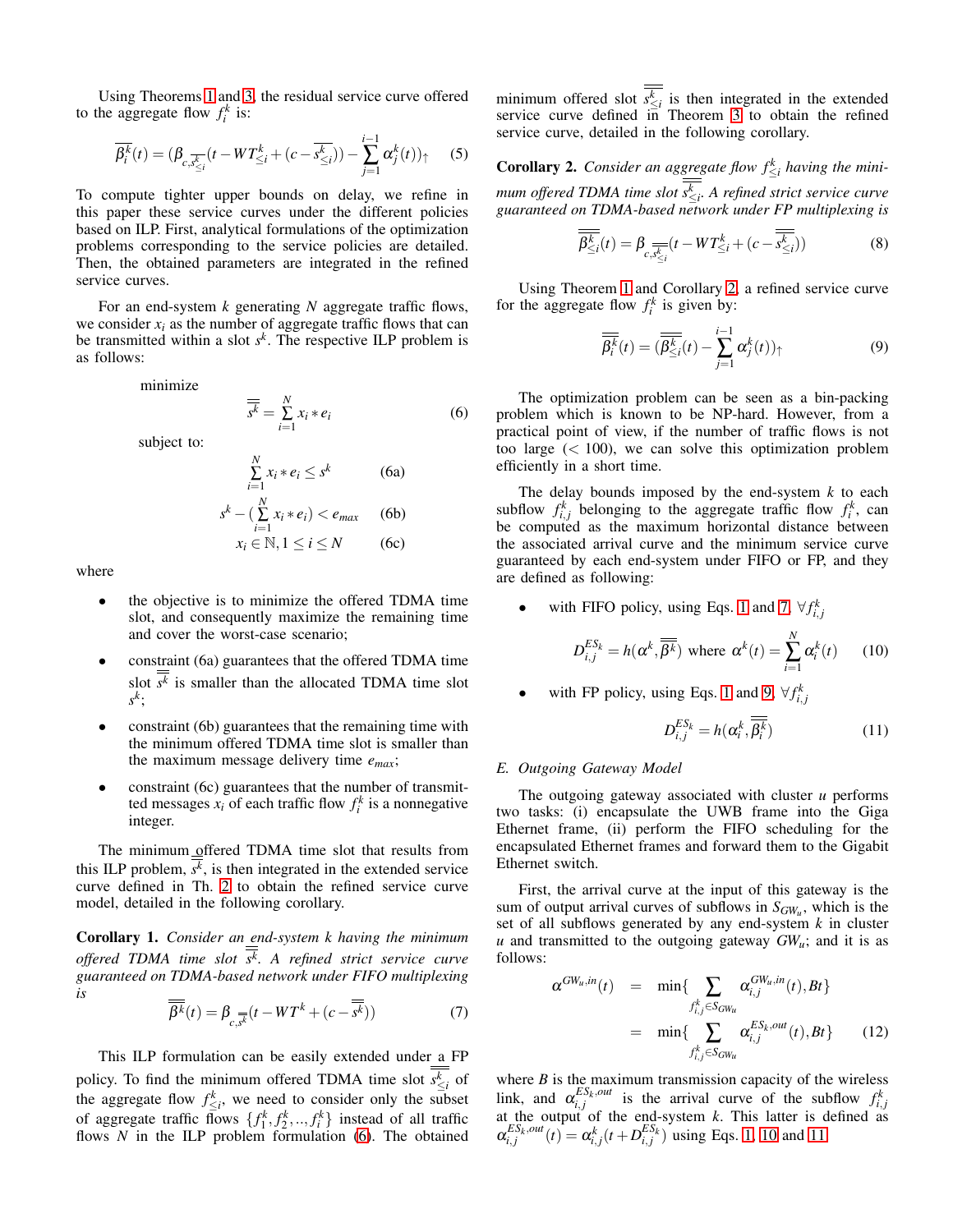Using Theorems 1 and 3, the residual service curve offered to the aggregate flow $f_i^k$ is:

$$\overline{\beta_i^k}(t) = (\beta_{c,\overline{s_{\leq i}^k}}(t - WT_{\leq i}^k + (c - \overline{s_{\leq i}^k})) - \sum_{j=1}^{i-1} \alpha_j^k(t))_\uparrow \quad (5)$$

To compute tighter upper bounds on delay, we refine in this paper these service curves under the different policies based on ILP. First, analytical formulations of the optimization problems corresponding to the service policies are detailed. Then, the obtained parameters are integrated in the refined service curves.

For an end-system $k$ generating $N$ aggregate traffic flows, we consider $x_i$ as the number of aggregate traffic flows that can be transmitted within a slot $s^k$. The respective ILP problem is as follows:

minimize

$$\overline{\overline{s^k}} = \sum_{i=1}^{N} x_i * e_i \quad (6)$$

subject to:

$$\sum_{i=1}^{N} x_i * e_i \leq s^k \quad (6a)$$

$$s^k - (\sum_{i=1}^{N} x_i * e_i) < e_{max} \quad (6b)$$

$$x_i \in \mathbb{N}, 1 \leq i \leq N \quad (6c)$$

where

- the objective is to minimize the offered TDMA time slot, and consequently maximize the remaining time and cover the worst-case scenario;
- constraint (6a) guarantees that the offered TDMA time slot $\overline{\overline{s^k}}$ is smaller than the allocated TDMA time slot $s^k$;
- constraint (6b) guarantees that the remaining time with the minimum offered TDMA time slot is smaller than the maximum message delivery time $e_{max}$;
- constraint (6c) guarantees that the number of transmitted messages $x_i$ of each traffic flow $f_i^k$ is a nonnegative integer.

The minimum offered TDMA time slot that results from this ILP problem, $\overline{\overline{s^k}}$, is then integrated in the extended service curve defined in Th. 2 to obtain the refined service curve model, detailed in the following corollary.

**Corollary 1.** *Consider an end-system $k$ having the minimum offered TDMA time slot $\overline{\overline{s^k}}$. A refined strict service curve guaranteed on TDMA-based network under FIFO multiplexing is*

$$\overline{\overline{\beta^k}}(t) = \beta_{c,\overline{\overline{s^k}}}(t - WT^k + (c - \overline{\overline{s^k}})) \quad (7)$$

This ILP formulation can be easily extended under a FP policy. To find the minimum offered TDMA time slot $\overline{\overline{s_{\leq i}^k}}$ of the aggregate flow $f_{\leq i}^k$, we need to consider only the subset of aggregate traffic flows $\{f_1^k, f_2^k, .., f_i^k\}$ instead of all traffic flows $N$ in the ILP problem formulation (6). The obtained minimum offered slot $\overline{\overline{s_{\leq i}^k}}$ is then integrated in the extended service curve defined in Theorem 3 to obtain the refined service curve, detailed in the following corollary.

**Corollary 2.** *Consider an aggregate flow $f_{\leq i}^k$ having the minimum offered TDMA time slot $\overline{\overline{s_{\leq i}^k}}$. A refined strict service curve guaranteed on TDMA-based network under FP multiplexing is*

$$\overline{\overline{\beta_{\leq i}^k}}(t) = \beta_{c,\overline{\overline{s_{\leq i}^k}}}(t - WT_{\leq i}^k + (c - \overline{\overline{s_{\leq i}^k}})) \quad (8)$$

Using Theorem 1 and Corollary 2, a refined service curve for the aggregate flow $f_i^k$ is given by:

$$\overline{\overline{\beta_i^k}}(t) = (\overline{\overline{\beta_{\leq i}^k}}(t) - \sum_{j=1}^{i-1} \alpha_j^k(t))_\uparrow \quad (9)$$

The optimization problem can be seen as a bin-packing problem which is known to be NP-hard. However, from a practical point of view, if the number of traffic flows is not too large ($< 100$), we can solve this optimization problem efficiently in a short time.

The delay bounds imposed by the end-system $k$ to each subflow $f_{i,j}^k$ belonging to the aggregate traffic flow $f_i^k$, can be computed as the maximum horizontal distance between the associated arrival curve and the minimum service curve guaranteed by each end-system under FIFO or FP, and they are defined as following:

- with FIFO policy, using Eqs. 1 and 7, $\forall f_{i,j}^k$

$$D_{i,j}^{ES_k} = h(\alpha^k, \overline{\overline{\beta^k}}) \text{ where } \alpha^k(t) = \sum_{i=1}^{N} \alpha_i^k(t) \quad (10)$$

- with FP policy, using Eqs. 1 and 9, $\forall f_{i,j}^k$

$$D_{i,j}^{ES_k} = h(\alpha_i^k, \overline{\overline{\beta_i^k}}) \quad (11)$$

### E. Outgoing Gateway Model

The outgoing gateway associated with cluster $u$ performs two tasks: (i) encapsulate the UWB frame into the Giga Ethernet frame, (ii) perform the FIFO scheduling for the encapsulated Ethernet frames and forward them to the Gigabit Ethernet switch.

First, the arrival curve at the input of this gateway is the sum of output arrival curves of subflows in $S_{GW_u}$, which is the set of all subflows generated by any end-system $k$ in cluster $u$ and transmitted to the outgoing gateway $GW_u$; and it is as follows:

$$\begin{aligned} \alpha^{GW_u,in}(t) &= \min\{\sum_{f_{i,j}^k \in S_{GW_u}} \alpha_{i,j}^{GW_u,in}(t), Bt\} \\ &= \min\{\sum_{f_{i,j}^k \in S_{GW_u}} \alpha_{i,j}^{ES_k,out}(t), Bt\} \quad (12) \end{aligned}$$

where $B$ is the maximum transmission capacity of the wireless link, and $\alpha_{i,j}^{ES_k,out}$ is the arrival curve of the subflow $f_{i,j}^k$ at the output of the end-system $k$. This latter is defined as $\alpha_{i,j}^{ES_k,out}(t) = \alpha_{i,j}^k(t + D_{i,j}^{ES_k})$ using Eqs. 1, 10 and 11.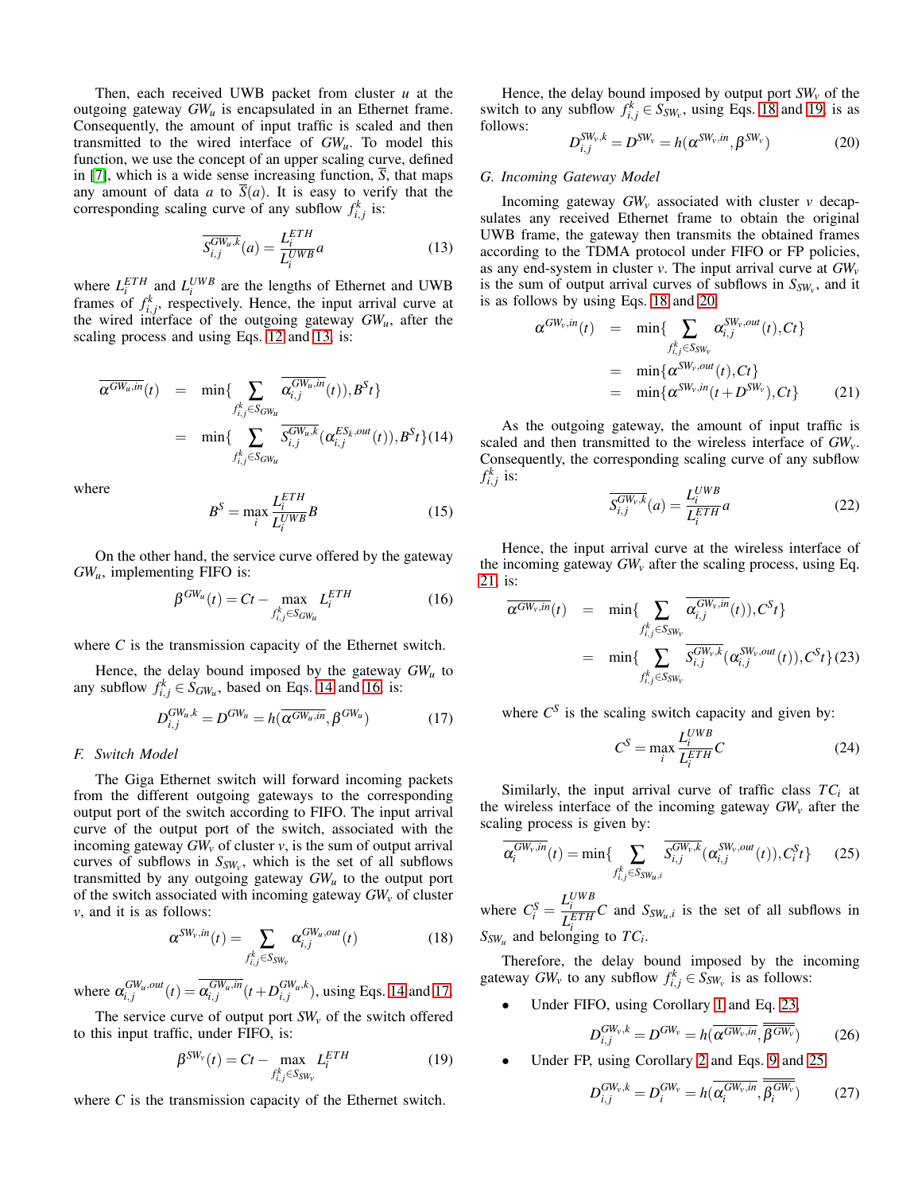Then, each received UWB packet from cluster $u$ at the outgoing gateway $GW_u$ is encapsulated in an Ethernet frame. Consequently, the amount of input traffic is scaled and then transmitted to the wired interface of $GW_u$. To model this function, we use the concept of an upper scaling curve, defined in [7], which is a wide sense increasing function, $\overline{S}$, that maps any amount of data $a$ to $\overline{S}(a)$. It is easy to verify that the corresponding scaling curve of any subflow $f_{i,j}^k$ is:

$$\overline{S_{i,j}^{GW_u,k}}(a) = \frac{L_i^{ETH}}{L_i^{UWB}} a \tag{13}$$

where $L_i^{ETH}$ and $L_i^{UWB}$ are the lengths of Ethernet and UWB frames of $f_{i,j}^k$, respectively. Hence, the input arrival curve at the wired interface of the outgoing gateway $GW_u$, after the scaling process and using Eqs. 12 and 13, is:

$$\begin{aligned}\overline{\alpha^{GW_u,in}}(t) &= \min\{\sum_{f_{i,j}^k \in S_{GW_u}} \overline{\alpha_{i,j}^{GW_u,in}}(t)), B^S t\} \\ &= \min\{\sum_{f_{i,j}^k \in S_{GW_u}} \overline{S_{i,j}^{GW_u,k}}(\alpha_{i,j}^{ES_k,out}(t)), B^S t\}\end{aligned} \tag{14}$$

where

$$B^S = \max_i \frac{L_i^{ETH}}{L_i^{UWB}} B \tag{15}$$

On the other hand, the service curve offered by the gateway $GW_u$, implementing FIFO is:

$$\beta^{GW_u}(t) = Ct - \max_{f_{i,j}^k \in S_{GW_u}} L_i^{ETH} \tag{16}$$

where $C$ is the transmission capacity of the Ethernet switch.

Hence, the delay bound imposed by the gateway $GW_u$ to any subflow $f_{i,j}^k \in S_{GW_u}$, based on Eqs. 14 and 16, is:

$$D_{i,j}^{GW_u,k} = D^{GW_u} = h(\overline{\alpha^{GW_u,in}}, \beta^{GW_u}) \tag{17}$$

### F. Switch Model

The Giga Ethernet switch will forward incoming packets from the different outgoing gateways to the corresponding output port of the switch according to FIFO. The input arrival curve of the output port of the switch, associated with the incoming gateway $GW_v$ of cluster $v$, is the sum of output arrival curves of subflows in $S_{SW_v}$, which is the set of all subflows transmitted by any outgoing gateway $GW_u$ to the output port of the switch associated with incoming gateway $GW_v$ of cluster $v$, and it is as follows:

$$\alpha^{SW_v,in}(t) = \sum_{f_{i,j}^k \in S_{SW_v}} \alpha_{i,j}^{GW_u,out}(t) \tag{18}$$

where $\alpha_{i,j}^{GW_u,out}(t) = \overline{\alpha_{i,j}^{GW_u,in}}(t + D_{i,j}^{GW_u,k})$, using Eqs. 14 and 17.

The service curve of output port $SW_v$ of the switch offered to this input traffic, under FIFO, is:

$$\beta^{SW_v}(t) = Ct - \max_{f_{i,j}^k \in S_{SW_v}} L_i^{ETH} \tag{19}$$

where $C$ is the transmission capacity of the Ethernet switch.

Hence, the delay bound imposed by output port $SW_v$ of the switch to any subflow $f_{i,j}^k \in S_{SW_v}$, using Eqs. 18 and 19, is as follows:

$$D_{i,j}^{SW_v,k} = D^{SW_v} = h(\alpha^{SW_v,in}, \beta^{SW_v}) \tag{20}$$

### G. Incoming Gateway Model

Incoming gateway $GW_v$ associated with cluster $v$ decapsulates any received Ethernet frame to obtain the original UWB frame, the gateway then transmits the obtained frames according to the TDMA protocol under FIFO or FP policies, as any end-system in cluster $v$. The input arrival curve at $GW_v$ is the sum of output arrival curves of subflows in $S_{SW_v}$, and it is as follows by using Eqs. 18 and 20:

$$\begin{aligned}\alpha^{GW_v,in}(t) &= \min\{\sum_{f_{i,j}^k \in S_{SW_v}} \alpha_{i,j}^{SW_v,out}(t), Ct\} \\ &= \min\{\alpha^{SW_v,out}(t), Ct\} \\ &= \min\{\alpha^{SW_v,in}(t + D^{SW_v}), Ct\}\end{aligned} \tag{21}$$

As the outgoing gateway, the amount of input traffic is scaled and then transmitted to the wireless interface of $GW_v$. Consequently, the corresponding scaling curve of any subflow $f_{i,j}^k$ is:

$$\overline{S_{i,j}^{GW_v,k}}(a) = \frac{L_i^{UWB}}{L_i^{ETH}} a \tag{22}$$

Hence, the input arrival curve at the wireless interface of the incoming gateway $GW_v$ after the scaling process, using Eq. 21, is:

$$\begin{aligned}\overline{\alpha^{GW_v,in}}(t) &= \min\{\sum_{f_{i,j}^k \in S_{SW_v}} \overline{\alpha_{i,j}^{GW_v,in}}(t)), C^S t\} \\ &= \min\{\sum_{f_{i,j}^k \in S_{SW_v}} \overline{S_{i,j}^{GW_v,k}}(\alpha_{i,j}^{SW_v,out}(t)), C^S t\}\end{aligned} \tag{23}$$

where $C^S$ is the scaling switch capacity and given by:

$$C^S = \max_i \frac{L_i^{UWB}}{L_i^{ETH}} C \tag{24}$$

Similarly, the input arrival curve of traffic class $TC_i$ at the wireless interface of the incoming gateway $GW_v$ after the scaling process is given by:

$$\overline{\alpha_i^{GW_v,in}}(t) = \min\{\sum_{f_{i,j}^k \in S_{SW_u,i}} \overline{S_{i,j}^{GW_v,k}}(\alpha_{i,j}^{SW_v,out}(t)), C_i^S t\} \tag{25}$$

where $C_i^S = \frac{L_i^{UWB}}{L_i^{ETH}} C$ and $S_{SW_u,i}$ is the set of all subflows in $S_{SW_u}$ and belonging to $TC_i$.

Therefore, the delay bound imposed by the incoming gateway $GW_v$ to any subflow $f_{i,j}^k \in S_{SW_v}$ is as follows:

- Under FIFO, using Corollary 1 and Eq. 23,
$$D_{i,j}^{GW_v,k} = D^{GW_v} = h(\overline{\alpha^{GW_v,in}}, \overline{\overline{\beta^{GW_v}}}) \tag{26}$$
- Under FP, using Corollary 2 and Eqs. 9 and 25,
$$D_{i,j}^{GW_v,k} = D_i^{GW_v} = h(\overline{\alpha_i^{GW_v,in}}, \overline{\overline{\beta_i^{GW_v}}}) \tag{27}$$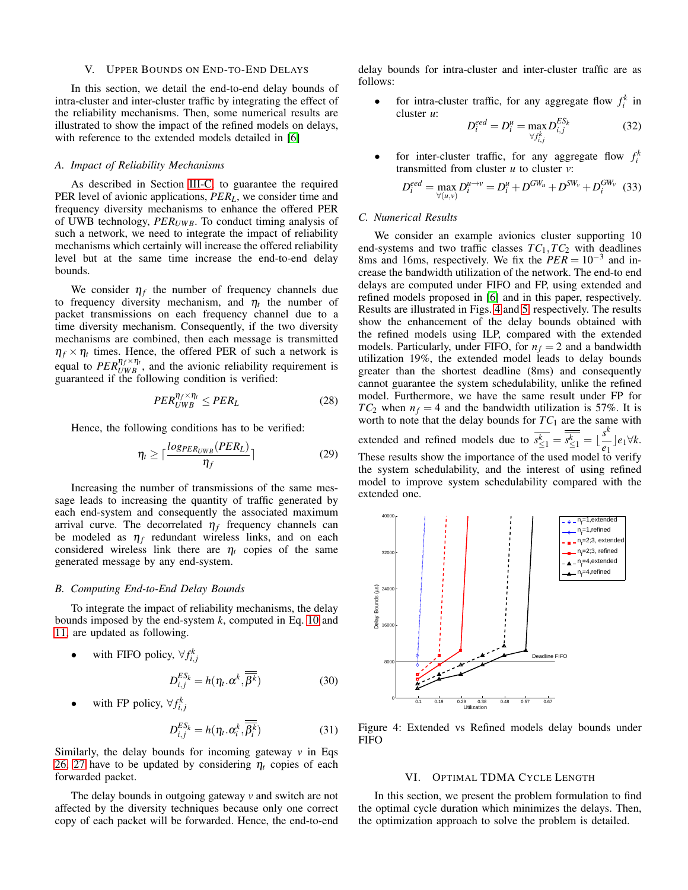## V. Upper Bounds on End-to-End Delays

In this section, we detail the end-to-end delay bounds of intra-cluster and inter-cluster traffic by integrating the effect of the reliability mechanisms. Then, some numerical results are illustrated to show the impact of the refined models on delays, with reference to the extended models detailed in [6]

### A. Impact of Reliability Mechanisms

As described in Section III-C, to guarantee the required PER level of avionic applications, $PER_L$, we consider time and frequency diversity mechanisms to enhance the offered PER of UWB technology, $PER_{UWB}$. To conduct timing analysis of such a network, we need to integrate the impact of reliability mechanisms which certainly will increase the offered reliability level but at the same time increase the end-to-end delay bounds.

We consider $\eta_f$ the number of frequency channels due to frequency diversity mechanism, and $\eta_t$ the number of packet transmissions on each frequency channel due to a time diversity mechanism. Consequently, if the two diversity mechanisms are combined, then each message is transmitted $\eta_f \times \eta_t$ times. Hence, the offered PER of such a network is equal to $PER_{UWB}^{\eta_f \times \eta_t}$, and the avionic reliability requirement is guaranteed if the following condition is verified:

$$PER_{UWB}^{\eta_f \times \eta_t} \leq PER_L \tag{28}$$

Hence, the following conditions has to be verified:

$$\eta_t \geq \lceil \frac{log_{PER_{UWB}}(PER_L)}{\eta_f} \rceil \tag{29}$$

Increasing the number of transmissions of the same message leads to increasing the quantity of traffic generated by each end-system and consequently the associated maximum arrival curve. The decorrelated $\eta_f$ frequency channels can be modeled as $\eta_f$ redundant wireless links, and on each considered wireless link there are $\eta_t$ copies of the same generated message by any end-system.

### B. Computing End-to-End Delay Bounds

To integrate the impact of reliability mechanisms, the delay bounds imposed by the end-system $k$, computed in Eq. 10 and 11, are updated as following.

- with FIFO policy, $\forall f_{i,j}^k$

$$D_{i,j}^{ES_k} = h(\eta_t.\alpha^k, \overline{\overline{\beta^k}}) \tag{30}$$

- with FP policy, $\forall f_{i,j}^k$

$$D_{i,j}^{ES_k} = h(\eta_t.\alpha_i^k, \overline{\overline{\beta_i^k}}) \tag{31}$$

Similarly, the delay bounds for incoming gateway $v$ in Eqs 26, 27 have to be updated by considering $\eta_t$ copies of each forwarded packet.

The delay bounds in outgoing gateway $v$ and switch are not affected by the diversity techniques because only one correct copy of each packet will be forwarded. Hence, the end-to-end delay bounds for intra-cluster and inter-cluster traffic are as follows:

- for intra-cluster traffic, for any aggregate flow $f_i^k$ in cluster $u$:

$$D_i^{eed} = D_i^u = \max_{\forall f_{i,j}^k} D_{i,j}^{ES_k} \tag{32}$$

- for inter-cluster traffic, for any aggregate flow $f_i^k$ transmitted from cluster $u$ to cluster $v$:

$$D_i^{eed} = \max_{\forall (u,v)} D_i^{u \to v} = D_i^u + D^{GW_u} + D^{SW_v} + D_i^{GW_v} \tag{33}$$

### C. Numerical Results

We consider an example avionics cluster supporting 10 end-systems and two traffic classes $TC_1, TC_2$ with deadlines 8ms and 16ms, respectively. We fix the $PER = 10^{-3}$ and increase the bandwidth utilization of the network. The end-to end delays are computed under FIFO and FP, using extended and refined models proposed in [6] and in this paper, respectively. Results are illustrated in Figs. 4 and 5, respectively. The results show the enhancement of the delay bounds obtained with the refined models using ILP, compared with the extended models. Particularly, under FIFO, for $n_f = 2$ and a bandwidth utilization 19%, the extended model leads to delay bounds greater than the shortest deadline (8ms) and consequently cannot guarantee the system schedulability, unlike the refined model. Furthermore, we have the same result under FP for $TC_2$ when $n_f = 4$ and the bandwidth utilization is 57%. It is worth to note that the delay bounds for $TC_1$ are the same with extended and refined models due to $\overline{s_{\leq 1}^k} = \overline{\overline{s_{\leq 1}^k}} = \lfloor \frac{s^k}{e_1} \rfloor e_1 \forall k$. These results show the importance of the used model to verify the system schedulability, and the interest of using refined model to improve system schedulability compared with the extended one.

Figure 4: Extended vs Refined models delay bounds under FIFO

## VI. Optimal TDMA Cycle Length

In this section, we present the problem formulation to find the optimal cycle duration which minimizes the delays. Then, the optimization approach to solve the problem is detailed.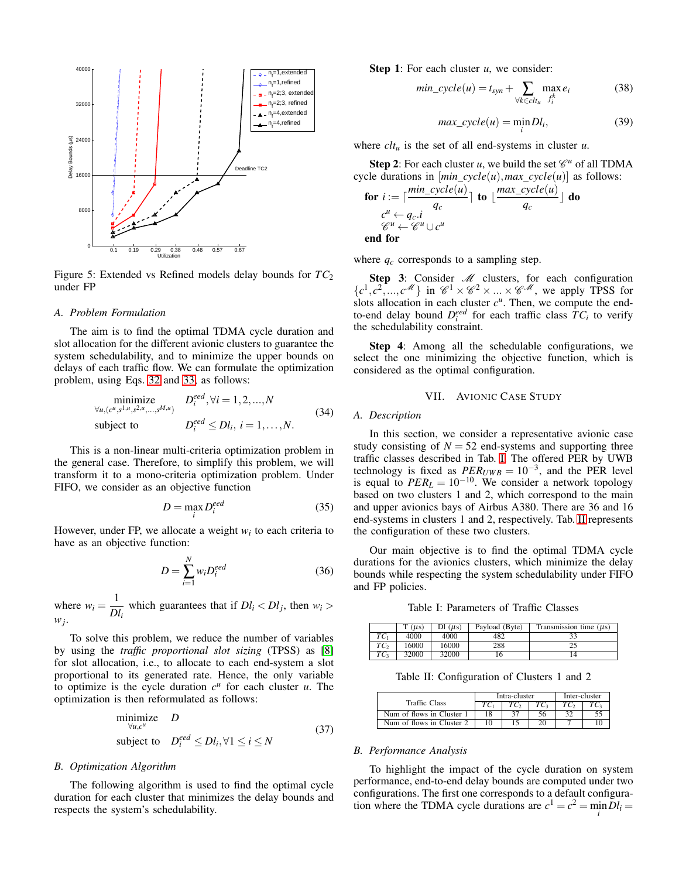Figure 5: Extended vs Refined models delay bounds for $TC_2$ under FP

### A. Problem Formulation

The aim is to find the optimal TDMA cycle duration and slot allocation for the different avionic clusters to guarantee the system schedulability, and to minimize the upper bounds on delays of each traffic flow. We can formulate the optimization problem, using Eqs. 32 and 33, as follows:

$$\begin{aligned} \underset{\forall u,(c^u,s^{1,u},s^{2,u},\ldots,s^{M,u})}{\text{minimize}} \quad & D_i^{eed}, \forall i = 1,2,\ldots,N \\ \text{subject to} \quad & D_i^{eed} \leq Dl_i,\ i = 1,\ldots,N. \end{aligned} \tag{34}$$

This is a non-linear multi-criteria optimization problem in the general case. Therefore, to simplify this problem, we will transform it to a mono-criteria optimization problem. Under FIFO, we consider as an objective function

$$D = \max_i D_i^{eed} \tag{35}$$

However, under FP, we allocate a weight $w_i$ to each criteria to have as an objective function:

$$D = \sum_{i=1}^{N} w_i D_i^{eed} \tag{36}$$

where $w_i = \dfrac{1}{Dl_i}$ which guarantees that if $Dl_i < Dl_j$, then $w_i > w_j$.

To solve this problem, we reduce the number of variables by using the *traffic proportional slot sizing* (TPSS) as [8] for slot allocation, i.e., to allocate to each end-system a slot proportional to its generated rate. Hence, the only variable to optimize is the cycle duration $c^u$ for each cluster $u$. The optimization is then reformulated as follows:

$$\begin{aligned} \underset{\forall u,c^u}{\text{minimize}} \quad & D \\ \text{subject to} \quad & D_i^{eed} \leq Dl_i, \forall 1 \leq i \leq N \end{aligned} \tag{37}$$

### B. Optimization Algorithm

The following algorithm is used to find the optimal cycle duration for each cluster that minimizes the delay bounds and respects the system's schedulability.

**Step 1**: For each cluster $u$, we consider:

$$min\_cycle(u) = t_{syn} + \sum_{\forall k \in clt_u} \max_{f_i^k} e_i \tag{38}$$

$$max\_cycle(u) = \min_i Dl_i, \tag{39}$$

where $clt_u$ is the set of all end-systems in cluster $u$.

**Step 2**: For each cluster $u$, we build the set $\mathscr{C}^u$ of all TDMA cycle durations in $[min\_cycle(u), max\_cycle(u)]$ as follows:

**for** $i := \lceil \frac{min\_cycle(u)}{q_c} \rceil$ **to** $\lfloor \frac{max\_cycle(u)}{q_c} \rfloor$ **do**
  $c^u \leftarrow q_c.i$
  $\mathscr{C}^u \leftarrow \mathscr{C}^u \cup c^u$
**end for**

where $q_c$ corresponds to a sampling step.

**Step 3**: Consider $\mathscr{M}$ clusters, for each configuration $\{c^1, c^2, \ldots, c^{\mathscr{M}}\}$ in $\mathscr{C}^1 \times \mathscr{C}^2 \times \ldots \times \mathscr{C}^{\mathscr{M}}$, we apply TPSS for slots allocation in each cluster $c^u$. Then, we compute the end-to-end delay bound $D_i^{eed}$ for each traffic class $TC_i$ to verify the schedulability constraint.

**Step 4**: Among all the schedulable configurations, we select the one minimizing the objective function, which is considered as the optimal configuration.

## VII. Avionic Case Study

### A. Description

In this section, we consider a representative avionic case study consisting of $N = 52$ end-systems and supporting three traffic classes described in Tab. I. The offered PER by UWB technology is fixed as $PER_{UWB} = 10^{-3}$, and the PER level is equal to $PER_L = 10^{-10}$. We consider a network topology based on two clusters 1 and 2, which correspond to the main and upper avionics bays of Airbus A380. There are 36 and 16 end-systems in clusters 1 and 2, respectively. Tab. II represents the configuration of these two clusters.

Our main objective is to find the optimal TDMA cycle durations for the avionics clusters, which minimize the delay bounds while respecting the system schedulability under FIFO and FP policies.

Table I: Parameters of Traffic Classes

| | T ($\mu s$) | Dl ($\mu s$) | Payload (Byte) | Transmission time ($\mu s$) |
|---|---|---|---|---|
| $TC_1$ | 4000 | 4000 | 482 | 33 |
| $TC_2$ | 16000 | 16000 | 288 | 25 |
| $TC_3$ | 32000 | 32000 | 16 | 14 |

Table II: Configuration of Clusters 1 and 2

| Traffic Class | Intra-cluster | | | Inter-cluster | |
|---|---|---|---|---|---|
| | $TC_1$ | $TC_2$ | $TC_3$ | $TC_2$ | $TC_3$ |
| Num of flows in Cluster 1 | 18 | 37 | 56 | 32 | 55 |
| Num of flows in Cluster 2 | 10 | 15 | 20 | 7 | 10 |

### B. Performance Analysis

To highlight the impact of the cycle duration on system performance, end-to-end delay bounds are computed under two configurations. The first one corresponds to a default configuration where the TDMA cycle durations are $c^1 = c^2 = \min_i Dl_i =$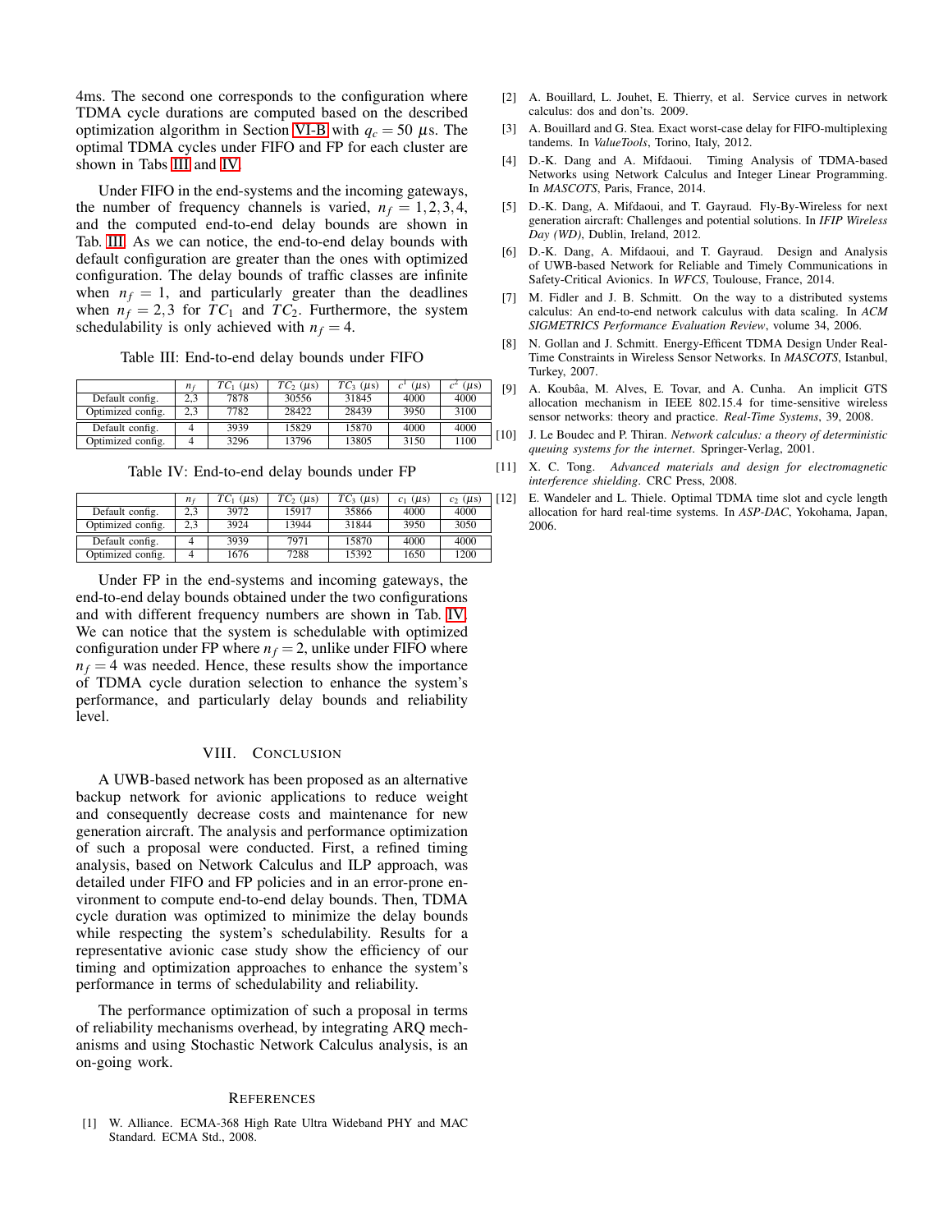4ms. The second one corresponds to the configuration where TDMA cycle durations are computed based on the described optimization algorithm in Section VI-B with $q_c = 50\ \mu$s. The optimal TDMA cycles under FIFO and FP for each cluster are shown in Tabs III and IV.

Under FIFO in the end-systems and the incoming gateways, the number of frequency channels is varied, $n_f = 1, 2, 3, 4$, and the computed end-to-end delay bounds are shown in Tab. III. As we can notice, the end-to-end delay bounds with default configuration are greater than the ones with optimized configuration. The delay bounds of traffic classes are infinite when $n_f = 1$, and particularly greater than the deadlines when $n_f = 2, 3$ for $TC_1$ and $TC_2$. Furthermore, the system schedulability is only achieved with $n_f = 4$.

Table III: End-to-end delay bounds under FIFO

| | $n_f$ | $TC_1$ ($\mu$s) | $TC_2$ ($\mu$s) | $TC_3$ ($\mu$s) | $c^1$ ($\mu$s) | $c^2$ ($\mu$s) |
|---|---|---|---|---|---|---|
| Default config. | 2,3 | 7878 | 30556 | 31845 | 4000 | 4000 |
| Optimized config. | 2,3 | 7782 | 28422 | 28439 | 3950 | 3100 |
| Default config. | 4 | 3939 | 15829 | 15870 | 4000 | 4000 |
| Optimized config. | 4 | 3296 | 13796 | 13805 | 3150 | 1100 |

Table IV: End-to-end delay bounds under FP

| | $n_f$ | $TC_1$ ($\mu$s) | $TC_2$ ($\mu$s) | $TC_3$ ($\mu$s) | $c_1$ ($\mu$s) | $c_2$ ($\mu$s) |
|---|---|---|---|---|---|---|
| Default config. | 2,3 | 3972 | 15917 | 35866 | 4000 | 4000 |
| Optimized config. | 2,3 | 3924 | 13944 | 31844 | 3950 | 3050 |
| Default config. | 4 | 3939 | 7971 | 15870 | 4000 | 4000 |
| Optimized config. | 4 | 1676 | 7288 | 15392 | 1650 | 1200 |

Under FP in the end-systems and incoming gateways, the end-to-end delay bounds obtained under the two configurations and with different frequency numbers are shown in Tab. IV. We can notice that the system is schedulable with optimized configuration under FP where $n_f = 2$, unlike under FIFO where $n_f = 4$ was needed. Hence, these results show the importance of TDMA cycle duration selection to enhance the system's performance, and particularly delay bounds and reliability level.

## VIII. Conclusion

A UWB-based network has been proposed as an alternative backup network for avionic applications to reduce weight and consequently decrease costs and maintenance for new generation aircraft. The analysis and performance optimization of such a proposal were conducted. First, a refined timing analysis, based on Network Calculus and ILP approach, was detailed under FIFO and FP policies and in an error-prone environment to compute end-to-end delay bounds. Then, TDMA cycle duration was optimized to minimize the delay bounds while respecting the system's schedulability. Results for a representative avionic case study show the efficiency of our timing and optimization approaches to enhance the system's performance in terms of schedulability and reliability.

The performance optimization of such a proposal in terms of reliability mechanisms overhead, by integrating ARQ mechanisms and using Stochastic Network Calculus analysis, is an on-going work.

## References

[1] W. Alliance. ECMA-368 High Rate Ultra Wideband PHY and MAC Standard. ECMA Std., 2008.

[2] A. Bouillard, L. Jouhet, E. Thierry, et al. Service curves in network calculus: dos and don'ts. 2009.

[3] A. Bouillard and G. Stea. Exact worst-case delay for FIFO-multiplexing tandems. In *ValueTools*, Torino, Italy, 2012.

[4] D.-K. Dang and A. Mifdaoui. Timing Analysis of TDMA-based Networks using Network Calculus and Integer Linear Programming. In *MASCOTS*, Paris, France, 2014.

[5] D.-K. Dang, A. Mifdaoui, and T. Gayraud. Fly-By-Wireless for next generation aircraft: Challenges and potential solutions. In *IFIP Wireless Day (WD)*, Dublin, Ireland, 2012.

[6] D.-K. Dang, A. Mifdaoui, and T. Gayraud. Design and Analysis of UWB-based Network for Reliable and Timely Communications in Safety-Critical Avionics. In *WFCS*, Toulouse, France, 2014.

[7] M. Fidler and J. B. Schmitt. On the way to a distributed systems calculus: An end-to-end network calculus with data scaling. In *ACM SIGMETRICS Performance Evaluation Review*, volume 34, 2006.

[8] N. Gollan and J. Schmitt. Energy-Effficent TDMA Design Under Real-Time Constraints in Wireless Sensor Networks. In *MASCOTS*, Istanbul, Turkey, 2007.

[9] A. Koubâa, M. Alves, E. Tovar, and A. Cunha. An implicit GTS allocation mechanism in IEEE 802.15.4 for time-sensitive wireless sensor networks: theory and practice. *Real-Time Systems*, 39, 2008.

[10] J. Le Boudec and P. Thiran. *Network calculus: a theory of deterministic queuing systems for the internet*. Springer-Verlag, 2001.

[11] X. C. Tong. *Advanced materials and design for electromagnetic interference shielding*. CRC Press, 2008.

[12] E. Wandeler and L. Thiele. Optimal TDMA time slot and cycle length allocation for hard real-time systems. In *ASP-DAC*, Yokohama, Japan, 2006.